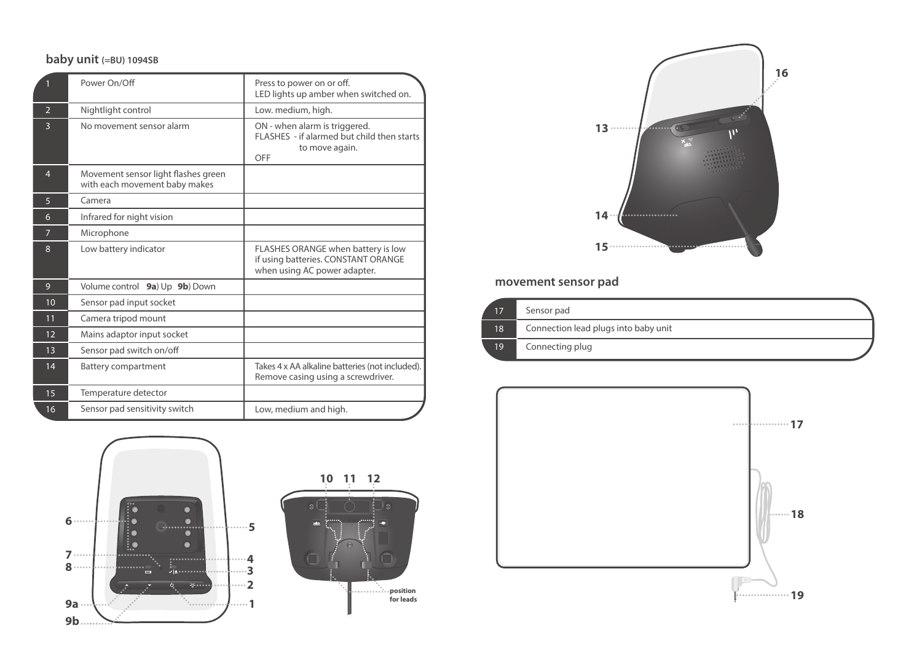## baby unit (=BU) 1094SB

| | | |
|---|---|---|
| 1 | Power On/Off | Press to power on or off. LED lights up amber when switched on. |
| 2 | Nightlight control | Low. medium, high. |
| 3 | No movement sensor alarm | ON - when alarm is triggered. FLASHES - if alarmed but child then starts to move again. OFF |
| 4 | Movement sensor light flashes green with each movement baby makes | |
| 5 | Camera | |
| 6 | Infrared for night vision | |
| 7 | Microphone | |
| 8 | Low battery indicator | FLASHES ORANGE when battery is low if using batteries. CONSTANT ORANGE when using AC power adapter. |
| 9 | Volume control **9a**) Up **9b**) Down | |
| 10 | Sensor pad input socket | |
| 11 | Camera tripod mount | |
| 12 | Mains adaptor input socket | |
| 13 | Sensor pad switch on/off | |
| 14 | Battery compartment | Takes 4 x AA alkaline batteries (not included). Remove casing using a screwdriver. |
| 15 | Temperature detector | |
| 16 | Sensor pad sensitivity switch | Low, medium and high. |

6 7 8 9a 9b 5 4 3 2 1

10 11 12

position for leads

13 14 15 16

## movement sensor pad

| | |
|---|---|
| 17 | Sensor pad |
| 18 | Connection lead plugs into baby unit |
| 19 | Connecting plug |

17 18 19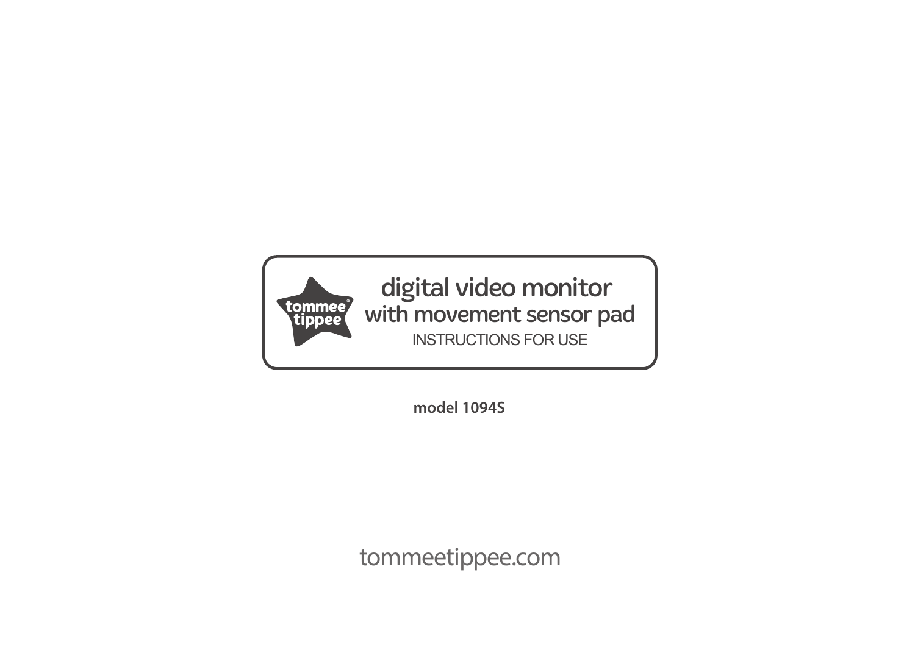tommee tippee®

# digital video monitor
## with movement sensor pad

INSTRUCTIONS FOR USE

**model 1094S**

tommeetippee.com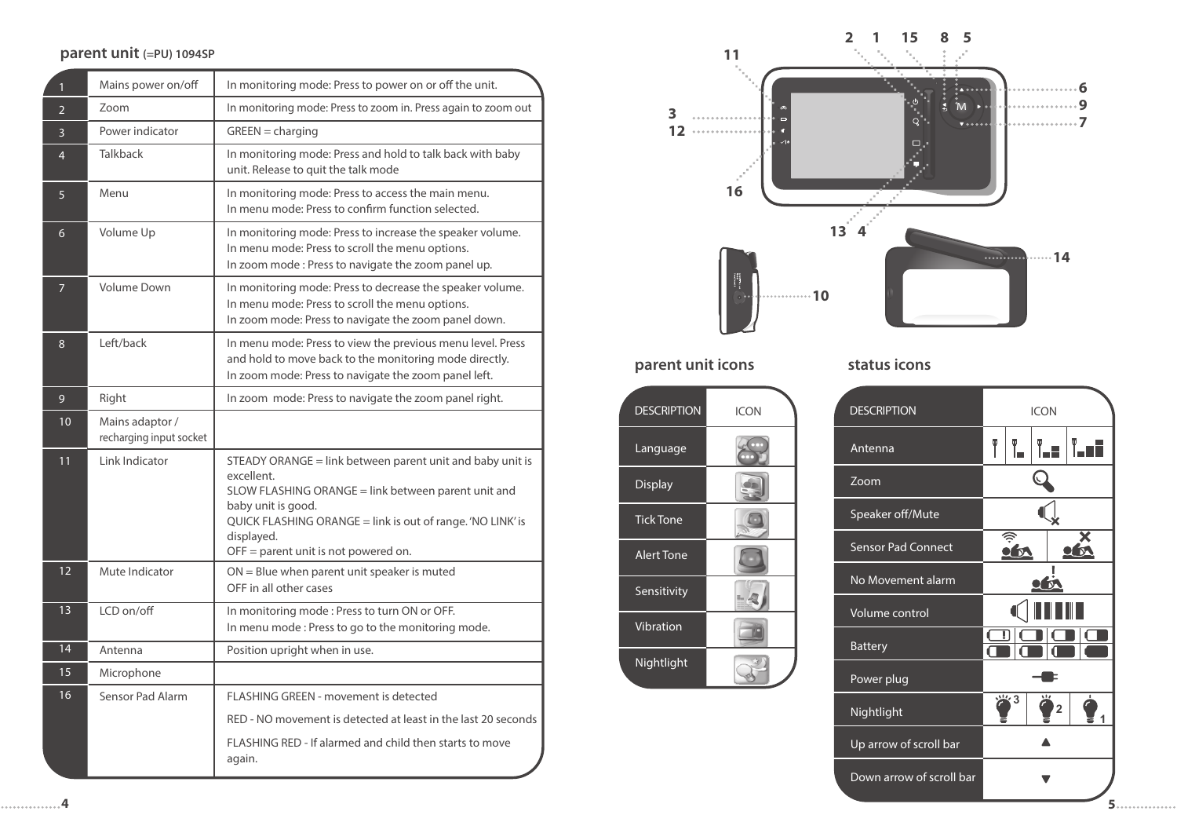## parent unit (=PU) 1094SP

| | | |
|---|---|---|
| 1 | Mains power on/off | In monitoring mode: Press to power on or off the unit. |
| 2 | Zoom | In monitoring mode: Press to zoom in. Press again to zoom out |
| 3 | Power indicator | GREEN = charging |
| 4 | Talkback | In monitoring mode: Press and hold to talk back with baby unit. Release to quit the talk mode |
| 5 | Menu | In monitoring mode: Press to access the main menu.<br>In menu mode: Press to confirm function selected. |
| 6 | Volume Up | In monitoring mode: Press to increase the speaker volume.<br>In menu mode: Press to scroll the menu options.<br>In zoom mode : Press to navigate the zoom panel up. |
| 7 | Volume Down | In monitoring mode: Press to decrease the speaker volume.<br>In menu mode: Press to scroll the menu options.<br>In zoom mode: Press to navigate the zoom panel down. |
| 8 | Left/back | In menu mode: Press to view the previous menu level. Press and hold to move back to the monitoring mode directly.<br>In zoom mode: Press to navigate the zoom panel left. |
| 9 | Right | In zoom mode: Press to navigate the zoom panel right. |
| 10 | Mains adaptor / recharging input socket | |
| 11 | Link Indicator | STEADY ORANGE = link between parent unit and baby unit is excellent.<br>SLOW FLASHING ORANGE = link between parent unit and baby unit is good.<br>QUICK FLASHING ORANGE = link is out of range. 'NO LINK' is displayed.<br>OFF = parent unit is not powered on. |
| 12 | Mute Indicator | ON = Blue when parent unit speaker is muted<br>OFF in all other cases |
| 13 | LCD on/off | In monitoring mode : Press to turn ON or OFF.<br>In menu mode : Press to go to the monitoring mode. |
| 14 | Antenna | Position upright when in use. |
| 15 | Microphone | |
| 16 | Sensor Pad Alarm | FLASHING GREEN - movement is detected<br>RED - NO movement is detected at least in the last 20 seconds<br>FLASHING RED - If alarmed and child then starts to move again. |

### parent unit icons

| DESCRIPTION | ICON |
|---|---|
| Language | |
| Display | |
| Tick Tone | |
| Alert Tone | |
| Sensitivity | |
| Vibration | |
| Nightlight | |

### status icons

| DESCRIPTION | ICON |
|---|---|
| Antenna | |
| Zoom | |
| Speaker off/Mute | |
| Sensor Pad Connect | |
| No Movement alarm | |
| Volume control | |
| Battery | |
| Power plug | |
| Nightlight | 3 2 1 |
| Up arrow of scroll bar | ▲ |
| Down arrow of scroll bar | ▼ |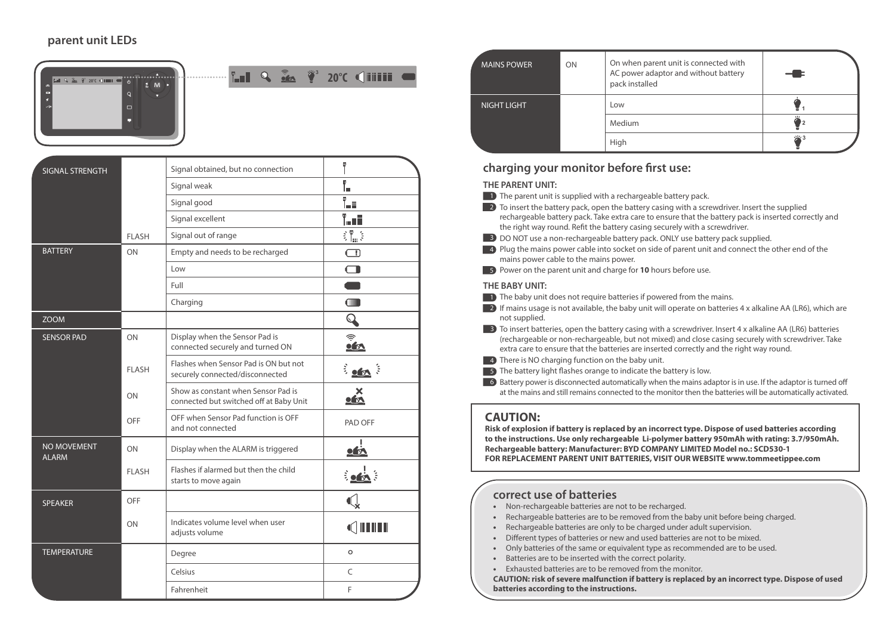## parent unit LEDs

| | | | |
|---|---|---|---|
| SIGNAL STRENGTH | | Signal obtained, but no connection | |
| | | Signal weak | |
| | | Signal good | |
| | | Signal excellent | |
| | FLASH | Signal out of range | |
| BATTERY | ON | Empty and needs to be recharged | |
| | | Low | |
| | | Full | |
| | | Charging | |
| ZOOM | | | |
| SENSOR PAD | ON | Display when the Sensor Pad is connected securely and turned ON | |
| | FLASH | Flashes when Sensor Pad is ON but not securely connected/disconnected | |
| | ON | Show as constant when Sensor Pad is connected but switched off at Baby Unit | |
| | OFF | OFF when Sensor Pad function is OFF and not connected | PAD OFF |
| NO MOVEMENT ALARM | ON | Display when the ALARM is triggered | |
| | FLASH | Flashes if alarmed but then the child starts to move again | |
| SPEAKER | OFF | | |
| | ON | Indicates volume level when user adjusts volume | |
| TEMPERATURE | | Degree | ° |
| | | Celsius | C |
| | | Fahrenheit | F |
| MAINS POWER | ON | On when parent unit is connected with AC power adaptor and without battery pack installed | |
| NIGHT LIGHT | | Low | 1 |
| | | Medium | 2 |
| | | High | 3 |

## charging your monitor before first use:

### THE PARENT UNIT:

1. The parent unit is supplied with a rechargeable battery pack.
2. To insert the battery pack, open the battery casing with a screwdriver. Insert the supplied rechargeable battery pack. Take extra care to ensure that the battery pack is inserted correctly and the right way round. Refit the battery casing securely with a screwdriver.
3. DO NOT use a non-rechargeable battery pack. ONLY use battery pack supplied.
4. Plug the mains power cable into socket on side of parent unit and connect the other end of the mains power cable to the mains power.
5. Power on the parent unit and charge for **10** hours before use.

### THE BABY UNIT:

1. The baby unit does not require batteries if powered from the mains.
2. If mains usage is not available, the baby unit will operate on batteries 4 x alkaline AA (LR6), which are not supplied.
3. To insert batteries, open the battery casing with a screwdriver. Insert 4 x alkaline AA (LR6) batteries (rechargeable or non-rechargeable, but not mixed) and close casing securely with screwdriver. Take extra care to ensure that the batteries are inserted correctly and the right way round.
4. There is NO charging function on the baby unit.
5. The battery light flashes orange to indicate the battery is low.
6. Battery power is disconnected automatically when the mains adaptor is in use. If the adaptor is turned off at the mains and still remains connected to the monitor then the batteries will be automatically activated.

## CAUTION:

**Risk of explosion if battery is replaced by an incorrect type. Dispose of used batteries according to the instructions. Use only rechargeable Li-polymer battery 950mAh with rating: 3.7/950mAh.**
**Rechargeable battery: Manufacturer: BYD COMPANY LIMITED Model no.: SCD530-1**
**FOR REPLACEMENT PARENT UNIT BATTERIES, VISIT OUR WEBSITE www.tommeetippee.com**

## correct use of batteries

- Non-rechargeable batteries are not to be recharged.
- Rechargeable batteries are to be removed from the baby unit before being charged.
- Rechargeable batteries are only to be charged under adult supervision.
- Different types of batteries or new and used batteries are not to be mixed.
- Only batteries of the same or equivalent type as recommended are to be used.
- Batteries are to be inserted with the correct polarity.
- Exhausted batteries are to be removed from the monitor.

**CAUTION: risk of severe malfunction if battery is replaced by an incorrect type. Dispose of used batteries according to the instructions.**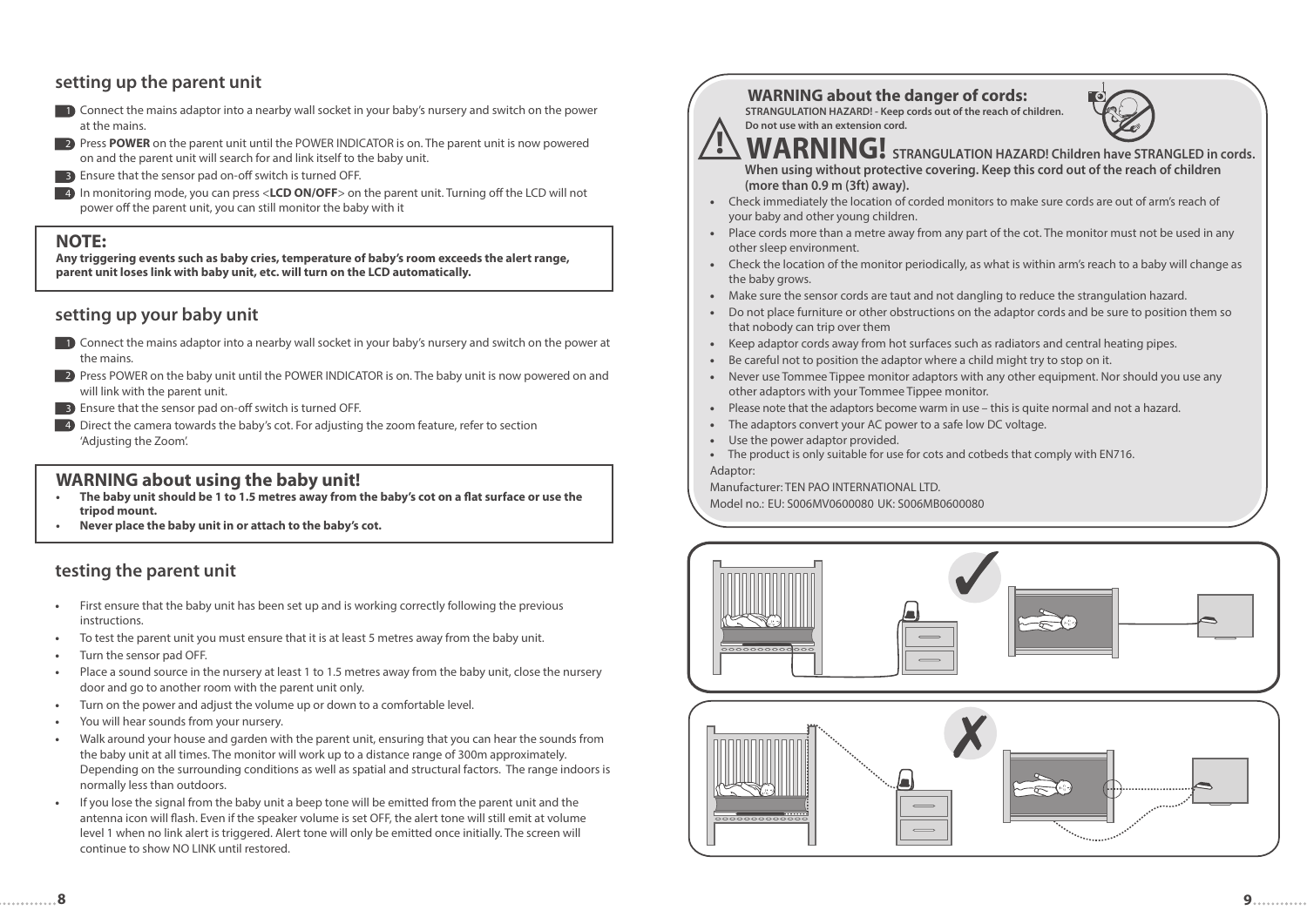## setting up the parent unit

1. Connect the mains adaptor into a nearby wall socket in your baby's nursery and switch on the power at the mains.
2. Press **POWER** on the parent unit until the POWER INDICATOR is on. The parent unit is now powered on and the parent unit will search for and link itself to the baby unit.
3. Ensure that the sensor pad on-off switch is turned OFF.
4. In monitoring mode, you can press <**LCD ON/OFF**> on the parent unit. Turning off the LCD will not power off the parent unit, you can still monitor the baby with it

**NOTE:**
**Any triggering events such as baby cries, temperature of baby's room exceeds the alert range, parent unit loses link with baby unit, etc. will turn on the LCD automatically.**

## setting up your baby unit

1. Connect the mains adaptor into a nearby wall socket in your baby's nursery and switch on the power at the mains.
2. Press POWER on the baby unit until the POWER INDICATOR is on. The baby unit is now powered on and will link with the parent unit.
3. Ensure that the sensor pad on-off switch is turned OFF.
4. Direct the camera towards the baby's cot. For adjusting the zoom feature, refer to section 'Adjusting the Zoom'.

**WARNING about using the baby unit!**

- **The baby unit should be 1 to 1.5 metres away from the baby's cot on a flat surface or use the tripod mount.**
- **Never place the baby unit in or attach to the baby's cot.**

## testing the parent unit

- First ensure that the baby unit has been set up and is working correctly following the previous instructions.
- To test the parent unit you must ensure that it is at least 5 metres away from the baby unit.
- Turn the sensor pad OFF.
- Place a sound source in the nursery at least 1 to 1.5 metres away from the baby unit, close the nursery door and go to another room with the parent unit only.
- Turn on the power and adjust the volume up or down to a comfortable level.
- You will hear sounds from your nursery.
- Walk around your house and garden with the parent unit, ensuring that you can hear the sounds from the baby unit at all times. The monitor will work up to a distance range of 300m approximately. Depending on the surrounding conditions as well as spatial and structural factors. The range indoors is normally less than outdoors.
- If you lose the signal from the baby unit a beep tone will be emitted from the parent unit and the antenna icon will flash. Even if the speaker volume is set OFF, the alert tone will still emit at volume level 1 when no link alert is triggered. Alert tone will only be emitted once initially. The screen will continue to show NO LINK until restored.

**WARNING about the danger of cords:**

**STRANGULATION HAZARD! - Keep cords out of the reach of children. Do not use with an extension cord.**

**WARNING! STRANGULATION HAZARD! Children have STRANGLED in cords. When using without protective covering. Keep this cord out of the reach of children (more than 0.9 m (3ft) away).**

- Check immediately the location of corded monitors to make sure cords are out of arm's reach of your baby and other young children.
- Place cords more than a metre away from any part of the cot. The monitor must not be used in any other sleep environment.
- Check the location of the monitor periodically, as what is within arm's reach to a baby will change as the baby grows.
- Make sure the sensor cords are taut and not dangling to reduce the strangulation hazard.
- Do not place furniture or other obstructions on the adaptor cords and be sure to position them so that nobody can trip over them
- Keep adaptor cords away from hot surfaces such as radiators and central heating pipes.
- Be careful not to position the adaptor where a child might try to stop on it.
- Never use Tommee Tippee monitor adaptors with any other equipment. Nor should you use any other adaptors with your Tommee Tippee monitor.
- Please note that the adaptors become warm in use – this is quite normal and not a hazard.
- The adaptors convert your AC power to a safe low DC voltage.
- Use the power adaptor provided.
- The product is only suitable for use for cots and cotbeds that comply with EN716.

Adaptor:
Manufacturer: TEN PAO INTERNATIONAL LTD.
Model no.: EU: S006MV0600080 UK: S006MB0600080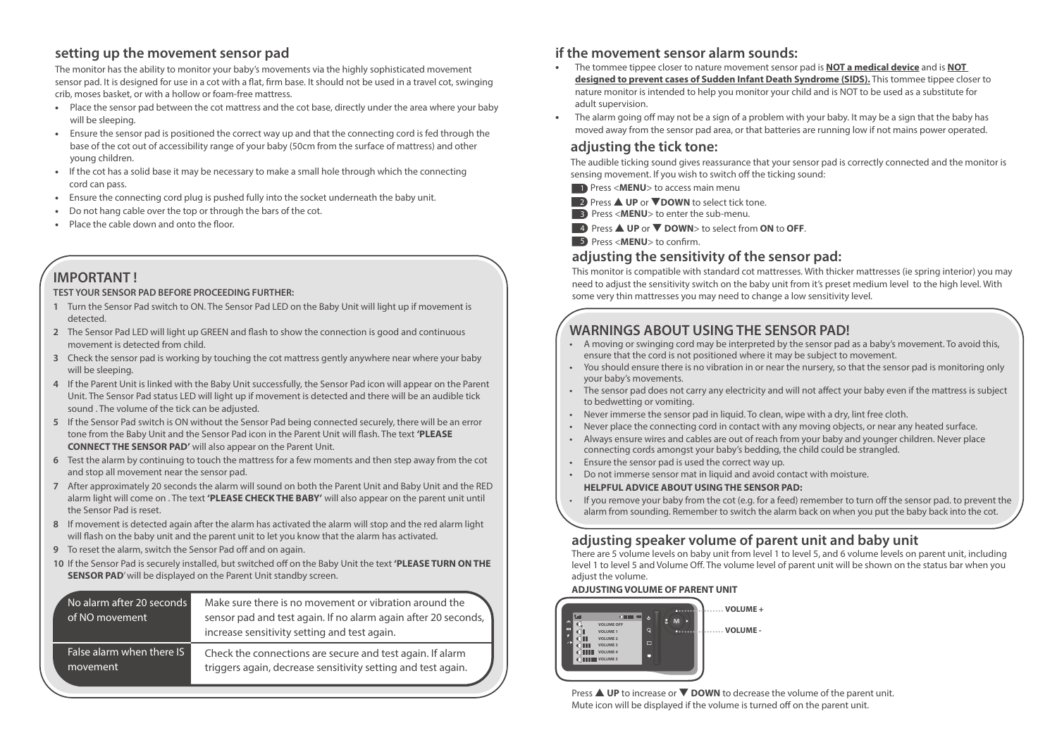## setting up the movement sensor pad

The monitor has the ability to monitor your baby's movements via the highly sophisticated movement sensor pad. It is designed for use in a cot with a flat, firm base. It should not be used in a travel cot, swinging crib, moses basket, or with a hollow or foam-free mattress.

- Place the sensor pad between the cot mattress and the cot base, directly under the area where your baby will be sleeping.
- Ensure the sensor pad is positioned the correct way up and that the connecting cord is fed through the base of the cot out of accessibility range of your baby (50cm from the surface of mattress) and other young children.
- If the cot has a solid base it may be necessary to make a small hole through which the connecting cord can pass.
- Ensure the connecting cord plug is pushed fully into the socket underneath the baby unit.
- Do not hang cable over the top or through the bars of the cot.
- Place the cable down and onto the floor.

## IMPORTANT !

**TEST YOUR SENSOR PAD BEFORE PROCEEDING FURTHER:**

1. Turn the Sensor Pad switch to ON. The Sensor Pad LED on the Baby Unit will light up if movement is detected.
2. The Sensor Pad LED will light up GREEN and flash to show the connection is good and continuous movement is detected from child.
3. Check the sensor pad is working by touching the cot mattress gently anywhere near where your baby will be sleeping.
4. If the Parent Unit is linked with the Baby Unit successfully, the Sensor Pad icon will appear on the Parent Unit. The Sensor Pad status LED will light up if movement is detected and there will be an audible tick sound . The volume of the tick can be adjusted.
5. If the Sensor Pad switch is ON without the Sensor Pad being connected securely, there will be an error tone from the Baby Unit and the Sensor Pad icon in the Parent Unit will flash. The text **'PLEASE CONNECT THE SENSOR PAD'** will also appear on the Parent Unit.
6. Test the alarm by continuing to touch the mattress for a few moments and then step away from the cot and stop all movement near the sensor pad.
7. After approximately 20 seconds the alarm will sound on both the Parent Unit and Baby Unit and the RED alarm light will come on . The text **'PLEASE CHECK THE BABY'** will also appear on the parent unit until the Sensor Pad is reset.
8. If movement is detected again after the alarm has activated the alarm will stop and the red alarm light will flash on the baby unit and the parent unit to let you know that the alarm has activated.
9. To reset the alarm, switch the Sensor Pad off and on again.
10. If the Sensor Pad is securely installed, but switched off on the Baby Unit the text **'PLEASE TURN ON THE SENSOR PAD'** will be displayed on the Parent Unit standby screen.

| | |
|---|---|
| No alarm after 20 seconds of NO movement | Make sure there is no movement or vibration around the sensor pad and test again. If no alarm again after 20 seconds, increase sensitivity setting and test again. |
| False alarm when there IS movement | Check the connections are secure and test again. If alarm triggers again, decrease sensitivity setting and test again. |

## if the movement sensor alarm sounds:

- The tommee tippee closer to nature movement sensor pad is **NOT a medical device** and is **NOT designed to prevent cases of Sudden Infant Death Syndrome (SIDS).** This tommee tippee closer to nature monitor is intended to help you monitor your child and is NOT to be used as a substitute for adult supervision.
- The alarm going off may not be a sign of a problem with your baby. It may be a sign that the baby has moved away from the sensor pad area, or that batteries are running low if not mains power operated.

### adjusting the tick tone:

The audible ticking sound gives reassurance that your sensor pad is correctly connected and the monitor is sensing movement. If you wish to switch off the ticking sound:

1. Press <**MENU**> to access main menu
2. Press ▲ **UP** or ▼**DOWN** to select tick tone.
3. Press <**MENU**> to enter the sub-menu.
4. Press ▲ **UP** or ▼ **DOWN**> to select from **ON** to **OFF**.
5. Press <**MENU**> to confirm.

### adjusting the sensitivity of the sensor pad:

This monitor is compatible with standard cot mattresses. With thicker mattresses (ie spring interior) you may need to adjust the sensitivity switch on the baby unit from it's preset medium level to the high level. With some very thin mattresses you may need to change a low sensitivity level.

## WARNINGS ABOUT USING THE SENSOR PAD!

- A moving or swinging cord may be interpreted by the sensor pad as a baby's movement. To avoid this, ensure that the cord is not positioned where it may be subject to movement.
- You should ensure there is no vibration in or near the nursery, so that the sensor pad is monitoring only your baby's movements.
- The sensor pad does not carry any electricity and will not affect your baby even if the mattress is subject to bedwetting or vomiting.
- Never immerse the sensor pad in liquid. To clean, wipe with a dry, lint free cloth.
- Never place the connecting cord in contact with any moving objects, or near any heated surface.
- Always ensure wires and cables are out of reach from your baby and younger children. Never place connecting cords amongst your baby's bedding, the child could be strangled.
- Ensure the sensor pad is used the correct way up.
- Do not immerse sensor mat in liquid and avoid contact with moisture.

**HELPFUL ADVICE ABOUT USING THE SENSOR PAD:**

- If you remove your baby from the cot (e.g. for a feed) remember to turn off the sensor pad. to prevent the alarm from sounding. Remember to switch the alarm back on when you put the baby back into the cot.

### adjusting speaker volume of parent unit and baby unit

There are 5 volume levels on baby unit from level 1 to level 5, and 6 volume levels on parent unit, including level 1 to level 5 and Volume Off. The volume level of parent unit will be shown on the status bar when you adjust the volume.

**ADJUSTING VOLUME OF PARENT UNIT**

VOLUME OFF
VOLUME 1
VOLUME 2
VOLUME 3
VOLUME 4
VOLUME 5

VOLUME +
VOLUME -

Press ▲ **UP** to increase or ▼ **DOWN** to decrease the volume of the parent unit.
Mute icon will be displayed if the volume is turned off on the parent unit.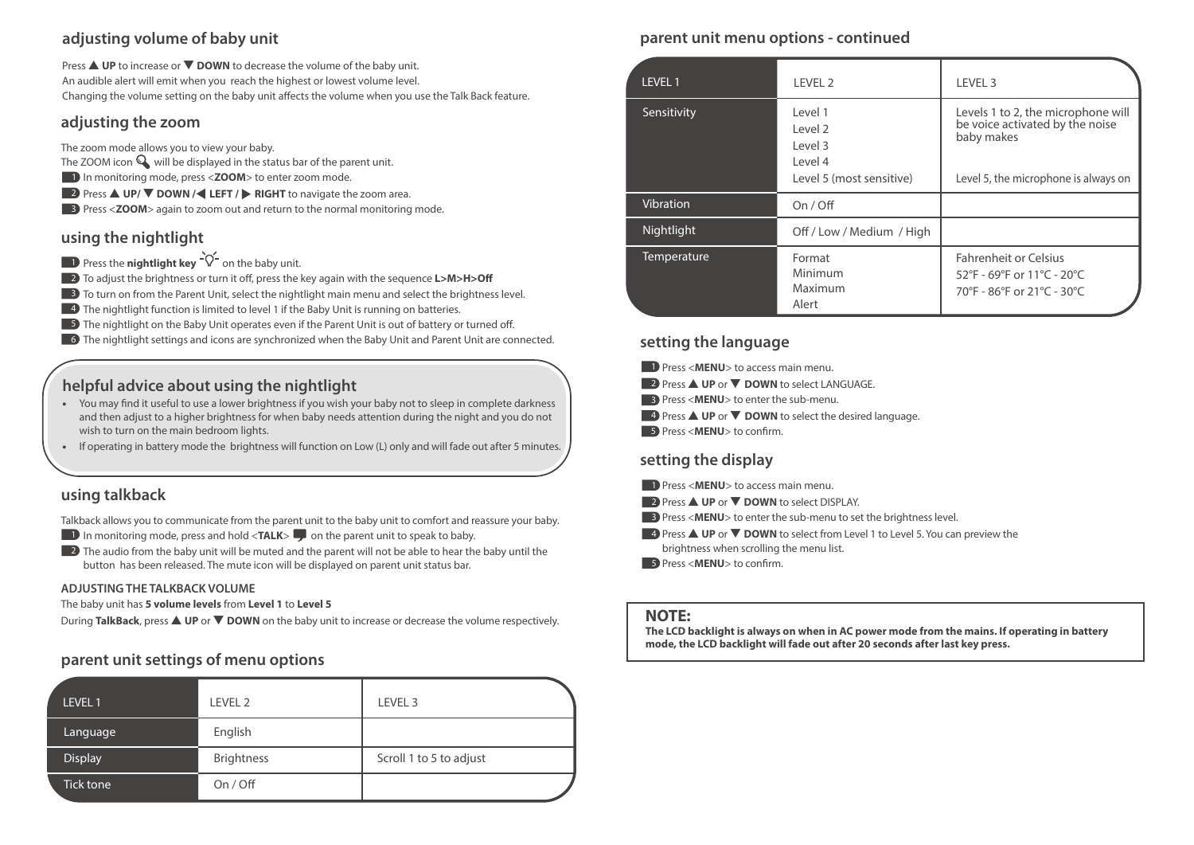## adjusting volume of baby unit

Press ▲ **UP** to increase or ▼ **DOWN** to decrease the volume of the baby unit.
An audible alert will emit when you reach the highest or lowest volume level.
Changing the volume setting on the baby unit affects the volume when you use the Talk Back feature.

## adjusting the zoom

The zoom mode allows you to view your baby.
The ZOOM icon will be displayed in the status bar of the parent unit.

1. In monitoring mode, press <**ZOOM**> to enter zoom mode.
2. Press ▲ **UP/** ▼ **DOWN /**◀ **LEFT /** ▶ **RIGHT** to navigate the zoom area.
3. Press <**ZOOM**> again to zoom out and return to the normal monitoring mode.

## using the nightlight

1. Press the **nightlight key** on the baby unit.
2. To adjust the brightness or turn it off, press the key again with the sequence **L>M>H>Off**
3. To turn on from the Parent Unit, select the nightlight main menu and select the brightness level.
4. The nightlight function is limited to level 1 if the Baby Unit is running on batteries.
5. The nightlight on the Baby Unit operates even if the Parent Unit is out of battery or turned off.
6. The nightlight settings and icons are synchronized when the Baby Unit and Parent Unit are connected.

## helpful advice about using the nightlight

- You may find it useful to use a lower brightness if you wish your baby not to sleep in complete darkness and then adjust to a higher brightness for when baby needs attention during the night and you do not wish to turn on the main bedroom lights.
- If operating in battery mode the brightness will function on Low (L) only and will fade out after 5 minutes.

## using talkback

Talkback allows you to communicate from the parent unit to the baby unit to comfort and reassure your baby.

1. In monitoring mode, press and hold <**TALK**> on the parent unit to speak to baby.
2. The audio from the baby unit will be muted and the parent will not be able to hear the baby until the button has been released. The mute icon will be displayed on parent unit status bar.

**ADJUSTING THE TALKBACK VOLUME**

The baby unit has **5 volume levels** from **Level 1** to **Level 5**

During **TalkBack**, press ▲ **UP** or ▼ **DOWN** on the baby unit to increase or decrease the volume respectively.

## parent unit settings of menu options

| LEVEL 1 | LEVEL 2 | LEVEL 3 |
|---|---|---|
| Language | English | |
| Display | Brightness | Scroll 1 to 5 to adjust |
| Tick tone | On / Off | |

## parent unit menu options - continued

| LEVEL 1 | LEVEL 2 | LEVEL 3 |
|---|---|---|
| Sensitivity | Level 1<br>Level 2<br>Level 3<br>Level 4<br>Level 5 (most sensitive) | Levels 1 to 2, the microphone will be voice activated by the noise baby makes<br><br>Level 5, the microphone is always on |
| Vibration | On / Off | |
| Nightlight | Off / Low / Medium / High | |
| Temperature | Format<br>Minimum<br>Maximum<br>Alert | Fahrenheit or Celsius<br>52°F - 69°F or 11°C - 20°C<br>70°F - 86°F or 21°C - 30°C |

## setting the language

1. Press <**MENU**> to access main menu.
2. Press ▲ **UP** or ▼ **DOWN** to select LANGUAGE.
3. Press <**MENU**> to enter the sub-menu.
4. Press ▲ **UP** or ▼ **DOWN** to select the desired language.
5. Press <**MENU**> to confirm.

## setting the display

1. Press <**MENU**> to access main menu.
2. Press ▲ **UP** or ▼ **DOWN** to select DISPLAY.
3. Press <**MENU**> to enter the sub-menu to set the brightness level.
4. Press ▲ **UP** or ▼ **DOWN** to select from Level 1 to Level 5. You can preview the brightness when scrolling the menu list.
5. Press <**MENU**> to confirm.

**NOTE:**

**The LCD backlight is always on when in AC power mode from the mains. If operating in battery mode, the LCD backlight will fade out after 20 seconds after last key press.**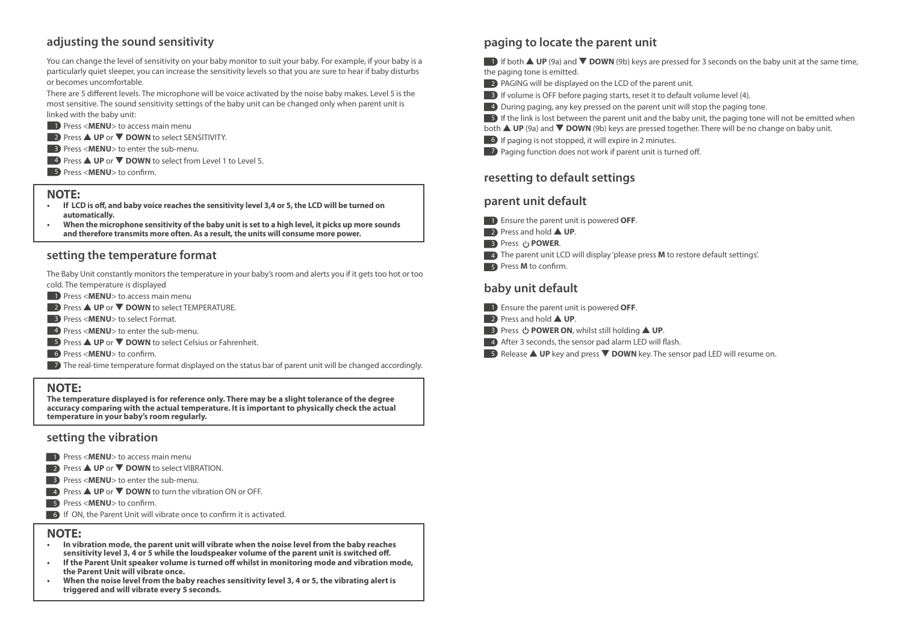## adjusting the sound sensitivity

You can change the level of sensitivity on your baby monitor to suit your baby. For example, if your baby is a particularly quiet sleeper, you can increase the sensitivity levels so that you are sure to hear if baby disturbs or becomes uncomfortable.

There are 5 different levels. The microphone will be voice activated by the noise baby makes. Level 5 is the most sensitive. The sound sensitivity settings of the baby unit can be changed only when parent unit is linked with the baby unit:

1. Press <**MENU**> to access main menu
2. Press ▲ **UP** or ▼ **DOWN** to select SENSITIVITY.
3. Press <**MENU**> to enter the sub-menu.
4. Press ▲ **UP** or ▼ **DOWN** to select from Level 1 to Level 5.
5. Press <**MENU**> to confirm.

**NOTE:**

- **If LCD is off, and baby voice reaches the sensitivity level 3,4 or 5, the LCD will be turned on automatically.**
- **When the microphone sensitivity of the baby unit is set to a high level, it picks up more sounds and therefore transmits more often. As a result, the units will consume more power.**

## setting the temperature format

The Baby Unit constantly monitors the temperature in your baby's room and alerts you if it gets too hot or too cold. The temperature is displayed

1. Press <**MENU**> to access main menu
2. Press ▲ **UP** or ▼ **DOWN** to select TEMPERATURE.
3. Press <**MENU**> to select Format.
4. Press <**MENU**> to enter the sub-menu.
5. Press ▲ **UP** or ▼ **DOWN** to select Celsius or Fahrenheit.
6. Press <**MENU**> to confirm.
7. The real-time temperature format displayed on the status bar of parent unit will be changed accordingly.

**NOTE:**

**The temperature displayed is for reference only. There may be a slight tolerance of the degree accuracy comparing with the actual temperature. It is important to physically check the actual temperature in your baby's room regularly.**

## setting the vibration

1. Press <**MENU**> to access main menu
2. Press ▲ **UP** or ▼ **DOWN** to select VIBRATION.
3. Press <**MENU**> to enter the sub-menu.
4. Press ▲ **UP** or ▼ **DOWN** to turn the vibration ON or OFF.
5. Press <**MENU**> to confirm.
6. If ON, the Parent Unit will vibrate once to confirm it is activated.

**NOTE:**

- **In vibration mode, the parent unit will vibrate when the noise level from the baby reaches sensitivity level 3, 4 or 5 while the loudspeaker volume of the parent unit is switched off.**
- **If the Parent Unit speaker volume is turned off whilst in monitoring mode and vibration mode, the Parent Unit will vibrate once.**
- **When the noise level from the baby reaches sensitivity level 3, 4 or 5, the vibrating alert is triggered and will vibrate every 5 seconds.**

## paging to locate the parent unit

1. If both ▲ **UP** (9a) and ▼ **DOWN** (9b) keys are pressed for 3 seconds on the baby unit at the same time, the paging tone is emitted.
2. PAGING will be displayed on the LCD of the parent unit.
3. If volume is OFF before paging starts, reset it to default volume level (4).
4. During paging, any key pressed on the parent unit will stop the paging tone.
5. If the link is lost between the parent unit and the baby unit, the paging tone will not be emitted when both ▲ **UP** (9a) and ▼ **DOWN** (9b) keys are pressed together. There will be no change on baby unit.
6. If paging is not stopped, it will expire in 2 minutes.
7. Paging function does not work if parent unit is turned off.

## resetting to default settings

## parent unit default

1. Ensure the parent unit is powered **OFF**.
2. Press and hold ▲ **UP**.
3. Press ⏻ **POWER**.
4. The parent unit LCD will display 'please press **M** to restore default settings'.
5. Press **M** to confirm.

## baby unit default

1. Ensure the parent unit is powered **OFF**.
2. Press and hold ▲ **UP**.
3. Press ⏻ **POWER ON**, whilst still holding ▲ **UP**.
4. After 3 seconds, the sensor pad alarm LED will flash.
5. Release ▲ **UP** key and press ▼ **DOWN** key. The sensor pad LED will resume on.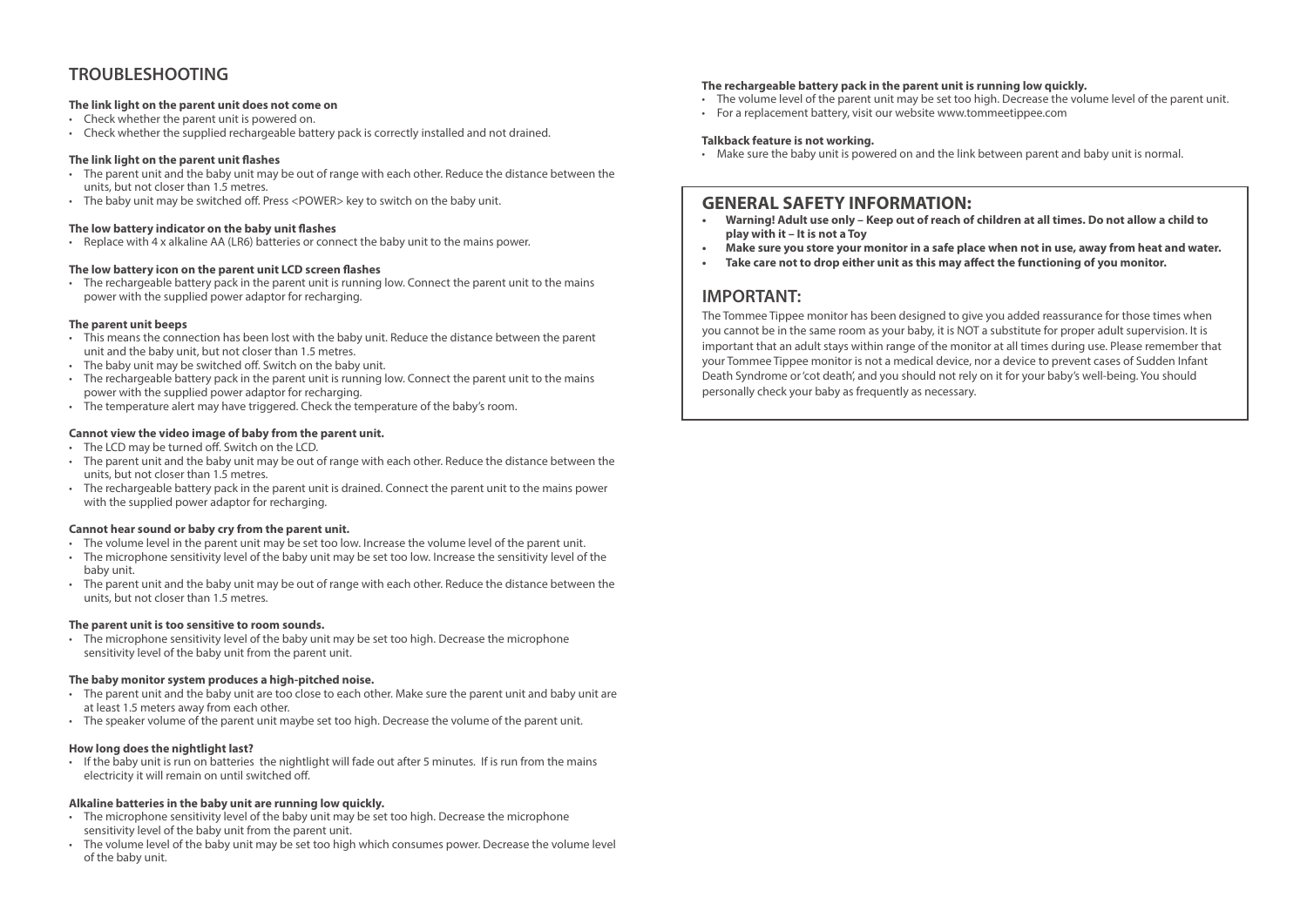## TROUBLESHOOTING

**The link light on the parent unit does not come on**

- Check whether the parent unit is powered on.
- Check whether the supplied rechargeable battery pack is correctly installed and not drained.

**The link light on the parent unit flashes**

- The parent unit and the baby unit may be out of range with each other. Reduce the distance between the units, but not closer than 1.5 metres.
- The baby unit may be switched off. Press <POWER> key to switch on the baby unit.

**The low battery indicator on the baby unit flashes**

- Replace with 4 x alkaline AA (LR6) batteries or connect the baby unit to the mains power.

**The low battery icon on the parent unit LCD screen flashes**

- The rechargeable battery pack in the parent unit is running low. Connect the parent unit to the mains power with the supplied power adaptor for recharging.

**The parent unit beeps**

- This means the connection has been lost with the baby unit. Reduce the distance between the parent unit and the baby unit, but not closer than 1.5 metres.
- The baby unit may be switched off. Switch on the baby unit.
- The rechargeable battery pack in the parent unit is running low. Connect the parent unit to the mains power with the supplied power adaptor for recharging.
- The temperature alert may have triggered. Check the temperature of the baby's room.

**Cannot view the video image of baby from the parent unit.**

- The LCD may be turned off. Switch on the LCD.
- The parent unit and the baby unit may be out of range with each other. Reduce the distance between the units, but not closer than 1.5 metres.
- The rechargeable battery pack in the parent unit is drained. Connect the parent unit to the mains power with the supplied power adaptor for recharging.

**Cannot hear sound or baby cry from the parent unit.**

- The volume level in the parent unit may be set too low. Increase the volume level of the parent unit.
- The microphone sensitivity level of the baby unit may be set too low. Increase the sensitivity level of the baby unit.
- The parent unit and the baby unit may be out of range with each other. Reduce the distance between the units, but not closer than 1.5 metres.

**The parent unit is too sensitive to room sounds.**

- The microphone sensitivity level of the baby unit may be set too high. Decrease the microphone sensitivity level of the baby unit from the parent unit.

**The baby monitor system produces a high-pitched noise.**

- The parent unit and the baby unit are too close to each other. Make sure the parent unit and baby unit are at least 1.5 meters away from each other.
- The speaker volume of the parent unit maybe set too high. Decrease the volume of the parent unit.

**How long does the nightlight last?**

- If the baby unit is run on batteries the nightlight will fade out after 5 minutes. If is run from the mains electricity it will remain on until switched off.

**Alkaline batteries in the baby unit are running low quickly.**

- The microphone sensitivity level of the baby unit may be set too high. Decrease the microphone sensitivity level of the baby unit from the parent unit.
- The volume level of the baby unit may be set too high which consumes power. Decrease the volume level of the baby unit.

**The rechargeable battery pack in the parent unit is running low quickly.**

- The volume level of the parent unit may be set too high. Decrease the volume level of the parent unit.
- For a replacement battery, visit our website www.tommeetippee.com

**Talkback feature is not working.**

- Make sure the baby unit is powered on and the link between parent and baby unit is normal.

## GENERAL SAFETY INFORMATION:

- **Warning! Adult use only – Keep out of reach of children at all times. Do not allow a child to play with it – It is not a Toy**
- **Make sure you store your monitor in a safe place when not in use, away from heat and water.**
- **Take care not to drop either unit as this may affect the functioning of you monitor.**

## IMPORTANT:

The Tommee Tippee monitor has been designed to give you added reassurance for those times when you cannot be in the same room as your baby, it is NOT a substitute for proper adult supervision. It is important that an adult stays within range of the monitor at all times during use. Please remember that your Tommee Tippee monitor is not a medical device, nor a device to prevent cases of Sudden Infant Death Syndrome or 'cot death', and you should not rely on it for your baby's well-being. You should personally check your baby as frequently as necessary.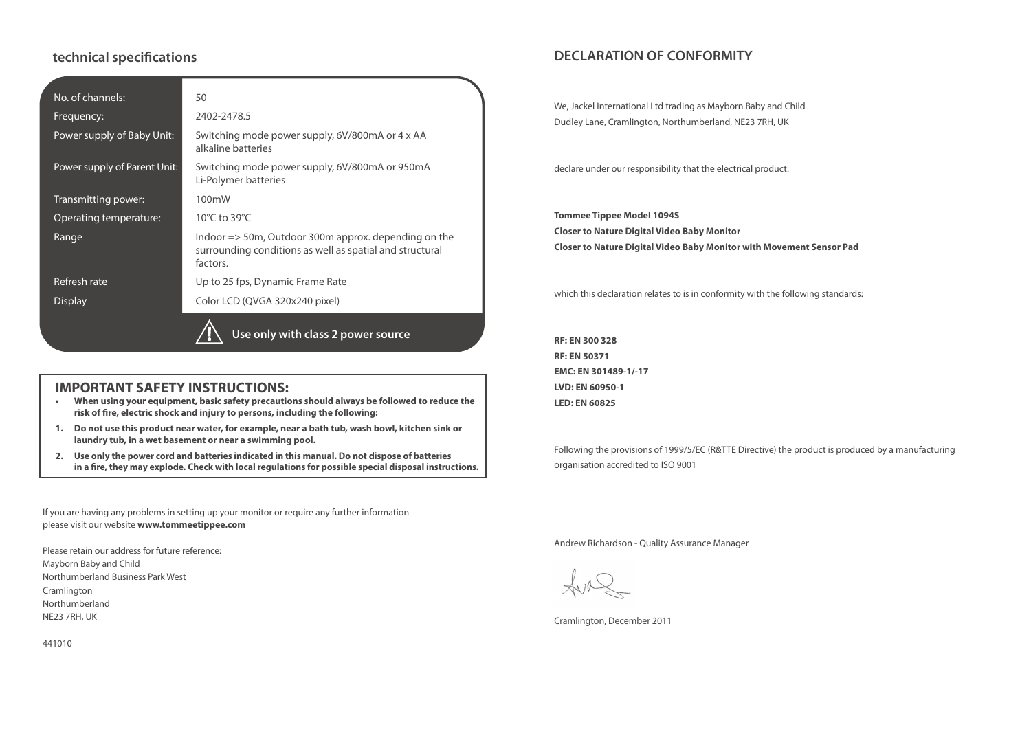## technical specifications

| | |
|---|---|
| No. of channels: | 50 |
| Frequency: | 2402-2478.5 |
| Power supply of Baby Unit: | Switching mode power supply, 6V/800mA or 4 x AA alkaline batteries |
| Power supply of Parent Unit: | Switching mode power supply, 6V/800mA or 950mA Li-Polymer batteries |
| Transmitting power: | 100mW |
| Operating temperature: | 10°C to 39°C |
| Range | Indoor => 50m, Outdoor 300m approx. depending on the surrounding conditions as well as spatial and structural factors. |
| Refresh rate | Up to 25 fps, Dynamic Frame Rate |
| Display | Color LCD (QVGA 320x240 pixel) |

⚠ **Use only with class 2 power source**

### IMPORTANT SAFETY INSTRUCTIONS:

- **When using your equipment, basic safety precautions should always be followed to reduce the risk of fire, electric shock and injury to persons, including the following:**

1. **Do not use this product near water, for example, near a bath tub, wash bowl, kitchen sink or laundry tub, in a wet basement or near a swimming pool.**
2. **Use only the power cord and batteries indicated in this manual. Do not dispose of batteries in a fire, they may explode. Check with local regulations for possible special disposal instructions.**

If you are having any problems in setting up your monitor or require any further information please visit our website **www.tommeetippee.com**

Please retain our address for future reference:
Mayborn Baby and Child
Northumberland Business Park West
Cramlington
Northumberland
NE23 7RH, UK

441010

## DECLARATION OF CONFORMITY

We, Jackel International Ltd trading as Mayborn Baby and Child
Dudley Lane, Cramlington, Northumberland, NE23 7RH, UK

declare under our responsibility that the electrical product:

**Tommee Tippee Model 1094S**
**Closer to Nature Digital Video Baby Monitor**
**Closer to Nature Digital Video Baby Monitor with Movement Sensor Pad**

which this declaration relates to is in conformity with the following standards:

**RF: EN 300 328**
**RF: EN 50371**
**EMC: EN 301489-1/-17**
**LVD: EN 60950-1**
**LED: EN 60825**

Following the provisions of 1999/5/EC (R&TTE Directive) the product is produced by a manufacturing organisation accredited to ISO 9001

Andrew Richardson - Quality Assurance Manager

Cramlington, December 2011